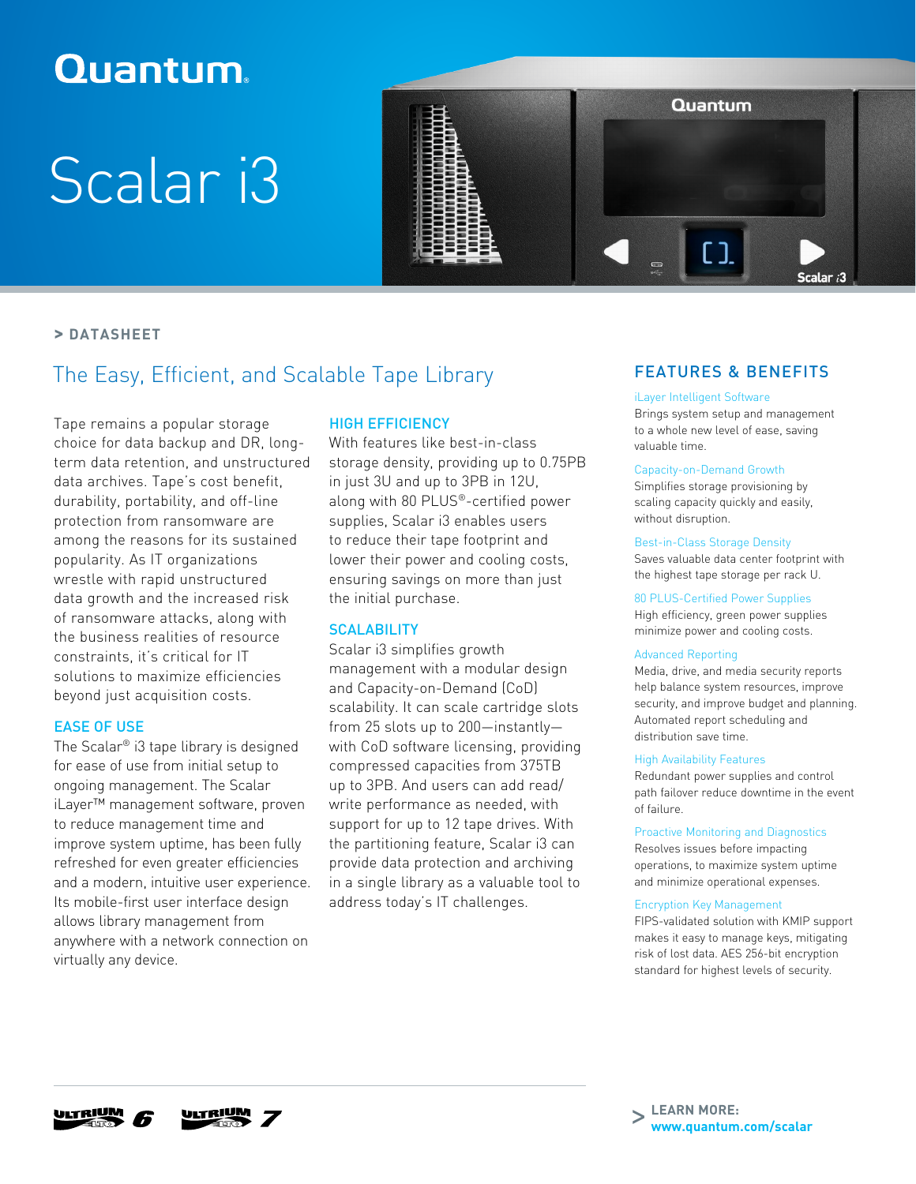# Quantum

# Scalar i3

> DATASHEET

## The Easy, Efficient, and Scalable Tape Library

Tape remains a popular storage choice for data backup and DR, long-term data retention, and unstructured data archives. Tape's cost benefit, durability, portability, and off-line protection from ransomware are among the reasons for its sustained popularity. As IT organizations wrestle with rapid unstructured data growth and the increased risk of ransomware attacks, along with the business realities of resource constraints, it's critical for IT solutions to maximize efficiencies beyond just acquisition costs.

### EASE OF USE

The Scalar® i3 tape library is designed for ease of use from initial setup to ongoing management. The Scalar iLayer™ management software, proven to reduce management time and improve system uptime, has been fully refreshed for even greater efficiencies and a modern, intuitive user experience. Its mobile-first user interface design allows library management from anywhere with a network connection on virtually any device.

### HIGH EFFICIENCY

With features like best-in-class storage density, providing up to 0.75PB in just 3U and up to 3PB in 12U, along with 80 PLUS®-certified power supplies, Scalar i3 enables users to reduce their tape footprint and lower their power and cooling costs, ensuring savings on more than just the initial purchase.

### SCALABILITY

Scalar i3 simplifies growth management with a modular design and Capacity-on-Demand (CoD) scalability. It can scale cartridge slots from 25 slots up to 200—instantly—with CoD software licensing, providing compressed capacities from 375TB up to 3PB. And users can add read/write performance as needed, with support for up to 12 tape drives. With the partitioning feature, Scalar i3 can provide data protection and archiving in a single library as a valuable tool to address today's IT challenges.

## FEATURES & BENEFITS

**iLayer Intelligent Software**
Brings system setup and management to a whole new level of ease, saving valuable time.

**Capacity-on-Demand Growth**
Simplifies storage provisioning by scaling capacity quickly and easily, without disruption.

**Best-in-Class Storage Density**
Saves valuable data center footprint with the highest tape storage per rack U.

**80 PLUS-Certified Power Supplies**
High efficiency, green power supplies minimize power and cooling costs.

**Advanced Reporting**
Media, drive, and media security reports help balance system resources, improve security, and improve budget and planning. Automated report scheduling and distribution save time.

**High Availability Features**
Redundant power supplies and control path failover reduce downtime in the event of failure.

**Proactive Monitoring and Diagnostics**
Resolves issues before impacting operations, to maximize system uptime and minimize operational expenses.

**Encryption Key Management**
FIPS-validated solution with KMIP support makes it easy to manage keys, mitigating risk of lost data. AES 256-bit encryption standard for highest levels of security.

ULTRIUM 6 ULTRIUM 7

> **LEARN MORE:**
> **www.quantum.com/scalar**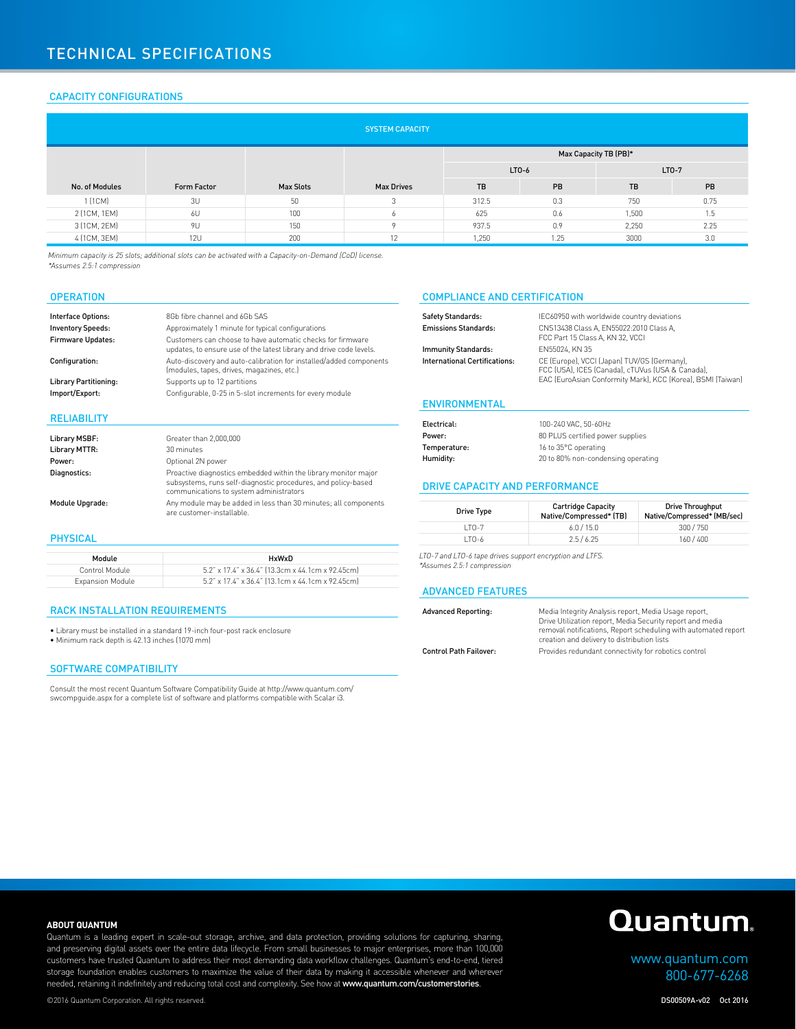# TECHNICAL SPECIFICATIONS

## CAPACITY CONFIGURATIONS

| SYSTEM CAPACITY | | | | | | | |
|---|---|---|---|---|---|---|---|
| | | | | Max Capacity TB (PB)* | | | |
| | | | | LTO-6 | | LTO-7 | |
| No. of Modules | Form Factor | Max Slots | Max Drives | TB | PB | TB | PB |
| 1 (1CM) | 3U | 50 | 3 | 312.5 | 0.3 | 750 | 0.75 |
| 2 (1CM, 1EM) | 6U | 100 | 6 | 625 | 0.6 | 1,500 | 1.5 |
| 3 (1CM, 2EM) | 9U | 150 | 9 | 937.5 | 0.9 | 2,250 | 2.25 |
| 4 (1CM, 3EM) | 12U | 200 | 12 | 1,250 | 1.25 | 3000 | 3.0 |

*Minimum capacity is 25 slots; additional slots can be activated with a Capacity-on-Demand (CoD) license.*
*\*Assumes 2.5:1 compression*

## OPERATION

| | |
|---|---|
| **Interface Options:** | 8Gb fibre channel and 6Gb SAS |
| **Inventory Speeds:** | Approximately 1 minute for typical configurations |
| **Firmware Updates:** | Customers can choose to have automatic checks for firmware updates, to ensure use of the latest library and drive code levels. |
| **Configuration:** | Auto-discovery and auto-calibration for installed/added components (modules, tapes, drives, magazines, etc.) |
| **Library Partitioning:** | Supports up to 12 partitions |
| **Import/Export:** | Configurable, 0-25 in 5-slot increments for every module |

## RELIABILITY

| | |
|---|---|
| **Library MSBF:** | Greater than 2,000,000 |
| **Library MTTR:** | 30 minutes |
| **Power:** | Optional 2N power |
| **Diagnostics:** | Proactive diagnostics embedded within the library monitor major subsystems, runs self-diagnostic procedures, and policy-based communications to system administrators |
| **Module Upgrade:** | Any module may be added in less than 30 minutes; all components are customer-installable. |

## PHYSICAL

| Module | HxWxD |
|---|---|
| Control Module | 5.2" x 17.4" x 36.4" (13.3cm x 44.1cm x 92.45cm) |
| Expansion Module | 5.2" x 17.4" x 36.4" (13.1cm x 44.1cm x 92.45cm) |

## RACK INSTALLATION REQUIREMENTS

- Library must be installed in a standard 19-inch four-post rack enclosure
- Minimum rack depth is 42.13 inches (1070 mm)

## SOFTWARE COMPATIBILITY

Consult the most recent Quantum Software Compatibility Guide at http://www.quantum.com/swcompguide.aspx for a complete list of software and platforms compatible with Scalar i3.

## COMPLIANCE AND CERTIFICATION

| | |
|---|---|
| **Safety Standards:** | IEC60950 with worldwide country deviations |
| **Emissions Standards:** | CNS13438 Class A, EN55022:2010 Class A, FCC Part 15 Class A, KN 32, VCCI |
| **Immunity Standards:** | EN55024, KN 35 |
| **International Certifications:** | CE (Europe), VCCI (Japan) TUV/GS (Germany), FCC (USA), ICES (Canada), cTUVus (USA & Canada), EAC (EuroAsian Conformity Mark), KCC (Korea), BSMI (Taiwan) |

## ENVIRONMENTAL

| | |
|---|---|
| **Electrical:** | 100-240 VAC, 50-60Hz |
| **Power:** | 80 PLUS certified power supplies |
| **Temperature:** | 16 to 35°C operating |
| **Humidity:** | 20 to 80% non-condensing operating |

## DRIVE CAPACITY AND PERFORMANCE

| Drive Type | Cartridge Capacity Native/Compressed* (TB) | Drive Throughput Native/Compressed* (MB/sec) |
|---|---|---|
| LTO-7 | 6.0 / 15.0 | 300 / 750 |
| LTO-6 | 2.5 / 6.25 | 160 / 400 |

*LTO-7 and LTO-6 tape drives support encryption and LTFS.*
*\*Assumes 2.5:1 compression*

## ADVANCED FEATURES

| | |
|---|---|
| **Advanced Reporting:** | Media Integrity Analysis report, Media Usage report, Drive Utilization report, Media Security report and media removal notifications, Report scheduling with automated report creation and delivery to distribution lists |
| **Control Path Failover:** | Provides redundant connectivity for robotics control |

**ABOUT QUANTUM**

Quantum is a leading expert in scale-out storage, archive, and data protection, providing solutions for capturing, sharing, and preserving digital assets over the entire data lifecycle. From small businesses to major enterprises, more than 100,000 customers have trusted Quantum to address their most demanding data workflow challenges. Quantum's end-to-end, tiered storage foundation enables customers to maximize the value of their data by making it accessible whenever and wherever needed, retaining it indefinitely and reducing total cost and complexity. See how at **www.quantum.com/customerstories**.

Quantum.

www.quantum.com
800-677-6268

©2016 Quantum Corporation. All rights reserved.

DS00509A-v02 Oct 2016